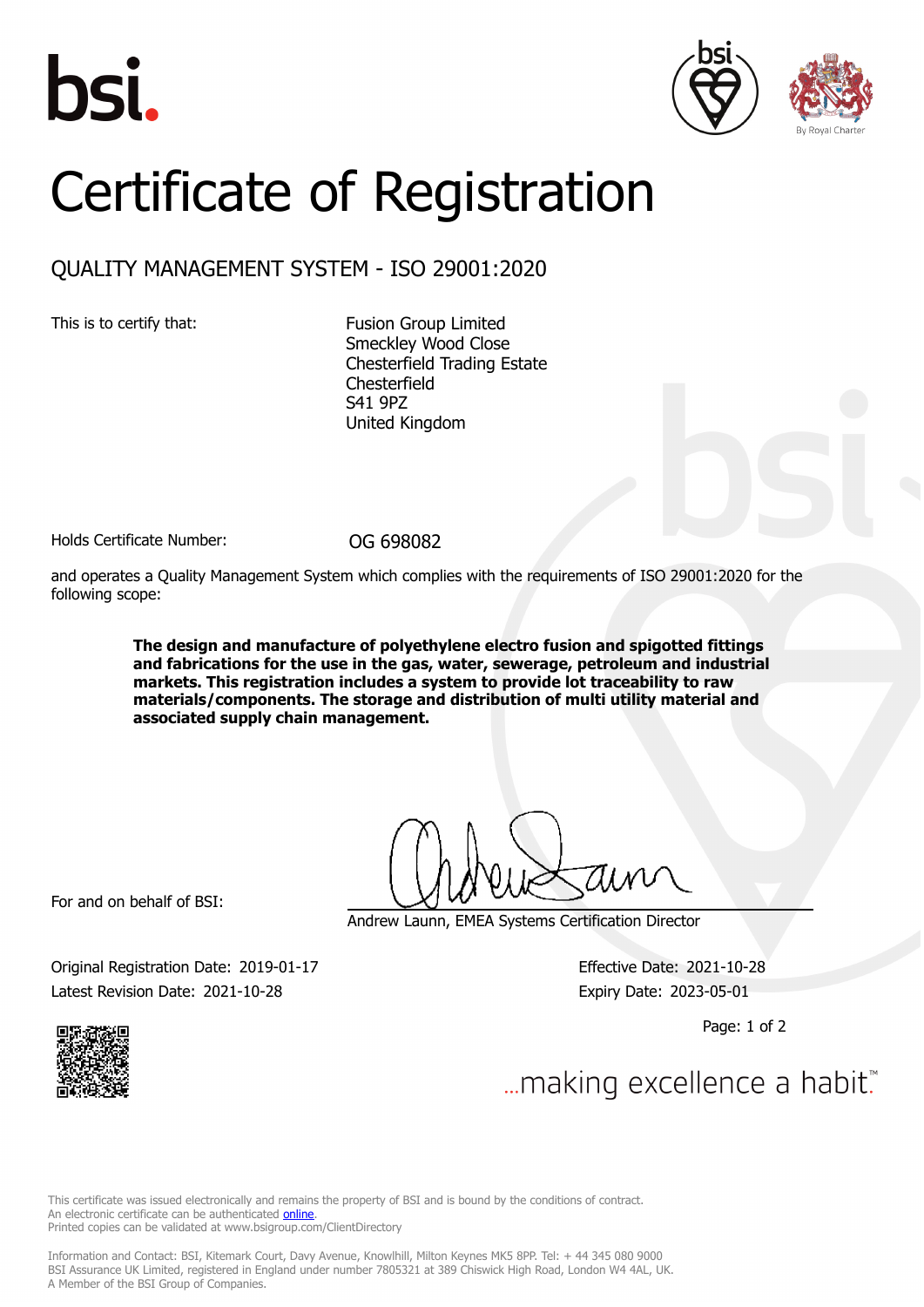# Certificate of Registration

## QUALITY MANAGEMENT SYSTEM - ISO 29001:2020

This is to certify that:

Fusion Group Limited
Smeckley Wood Close
Chesterfield Trading Estate
Chesterfield
S41 9PZ
United Kingdom

Holds Certificate Number: OG 698082

and operates a Quality Management System which complies with the requirements of ISO 29001:2020 for the following scope:

**The design and manufacture of polyethylene electro fusion and spigotted fittings and fabrications for the use in the gas, water, sewerage, petroleum and industrial markets. This registration includes a system to provide lot traceability to raw materials/components. The storage and distribution of multi utility material and associated supply chain management.**

For and on behalf of BSI:

Andrew Launn, EMEA Systems Certification Director

Original Registration Date: 2019-01-17
Latest Revision Date: 2021-10-28

Effective Date: 2021-10-28
Expiry Date: 2023-05-01

...making excellence a habit.™

This certificate was issued electronically and remains the property of BSI and is bound by the conditions of contract.
An electronic certificate can be authenticated online.
Printed copies can be validated at www.bsigroup.com/ClientDirectory

Information and Contact: BSI, Kitemark Court, Davy Avenue, Knowlhill, Milton Keynes MK5 8PP. Tel: + 44 345 080 9000
BSI Assurance UK Limited, registered in England under number 7805321 at 389 Chiswick High Road, London W4 4AL, UK.
A Member of the BSI Group of Companies.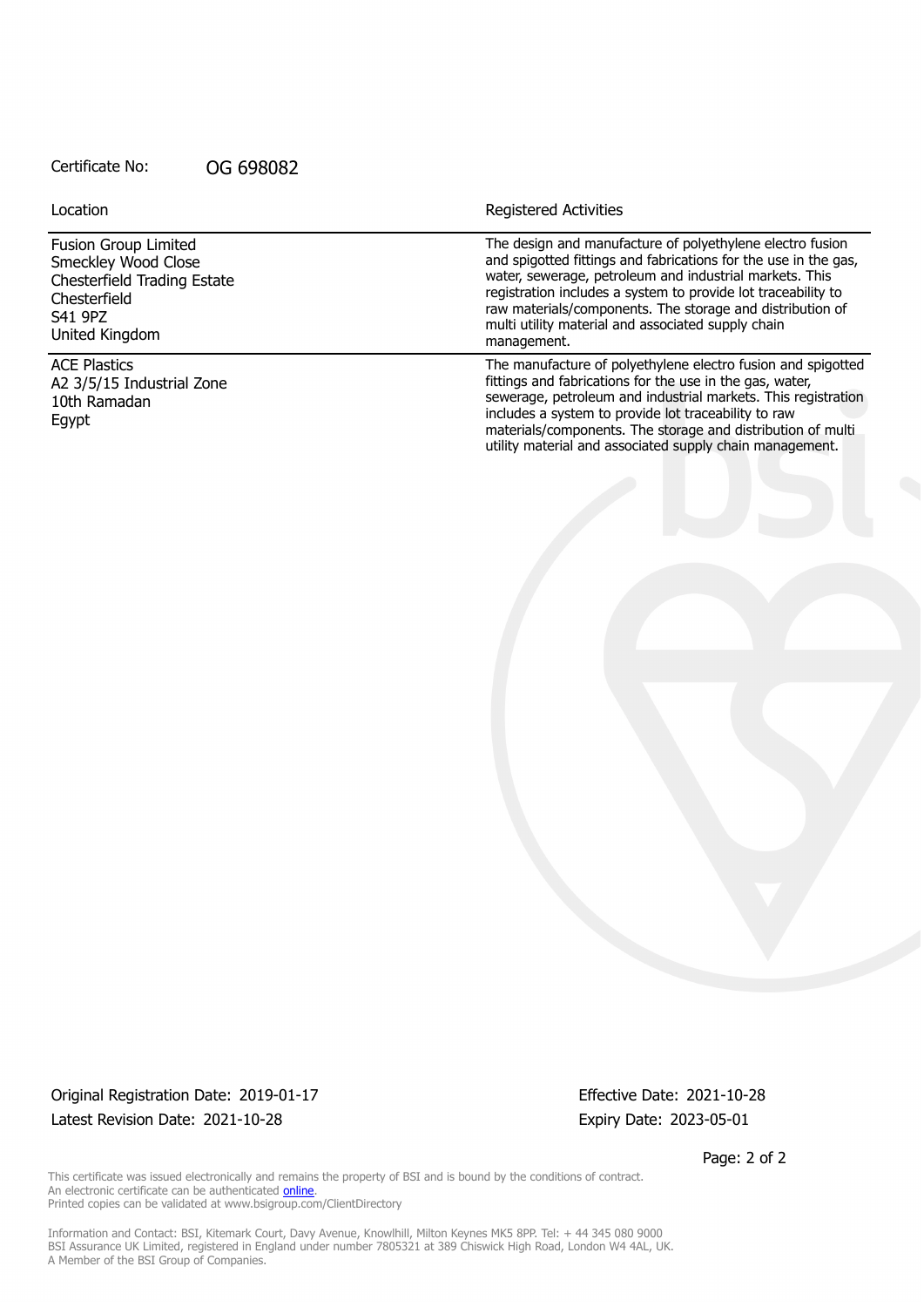Certificate No: OG 698082

| Location | Registered Activities |
|---|---|
| Fusion Group Limited<br>Smeckley Wood Close<br>Chesterfield Trading Estate<br>Chesterfield<br>S41 9PZ<br>United Kingdom | The design and manufacture of polyethylene electro fusion and spigotted fittings and fabrications for the use in the gas, water, sewerage, petroleum and industrial markets. This registration includes a system to provide lot traceability to raw materials/components. The storage and distribution of multi utility material and associated supply chain management. |
| ACE Plastics<br>A2 3/5/15 Industrial Zone<br>10th Ramadan<br>Egypt | The manufacture of polyethylene electro fusion and spigotted fittings and fabrications for the use in the gas, water, sewerage, petroleum and industrial markets. This registration includes a system to provide lot traceability to raw materials/components. The storage and distribution of multi utility material and associated supply chain management. |

Original Registration Date: 2019-01-17

Latest Revision Date: 2021-10-28

Effective Date: 2021-10-28

Expiry Date: 2023-05-01

This certificate was issued electronically and remains the property of BSI and is bound by the conditions of contract.
An electronic certificate can be authenticated online.
Printed copies can be validated at www.bsigroup.com/ClientDirectory

Information and Contact: BSI, Kitemark Court, Davy Avenue, Knowlhill, Milton Keynes MK5 8PP. Tel: + 44 345 080 9000
BSI Assurance UK Limited, registered in England under number 7805321 at 389 Chiswick High Road, London W4 4AL, UK.
A Member of the BSI Group of Companies.